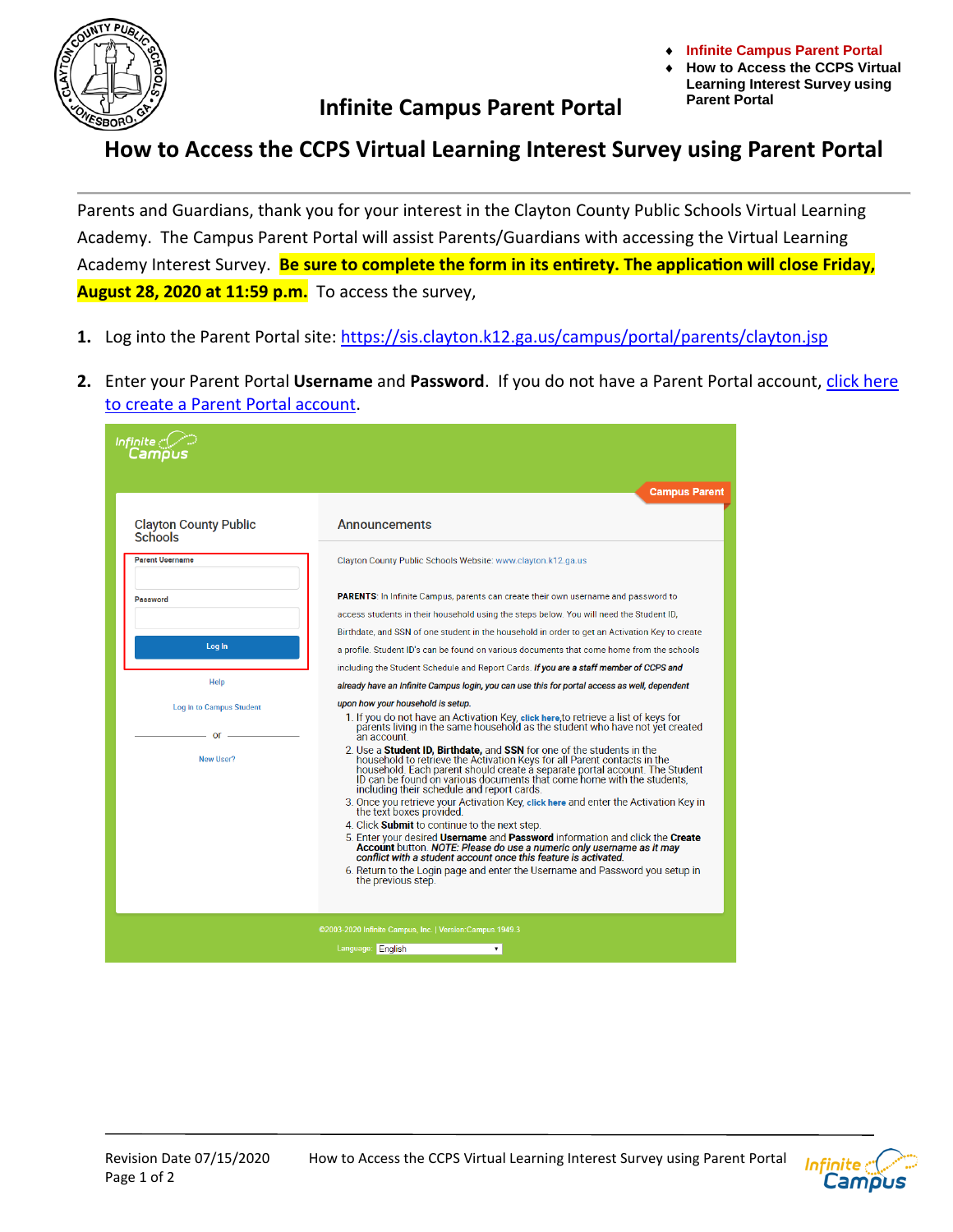- **Infinite Campus Parent Portal**
- **How to Access the CCPS Virtual Learning Interest Survey using Parent Portal**

# Infinite Campus Parent Portal

# How to Access the CCPS Virtual Learning Interest Survey using Parent Portal

Parents and Guardians, thank you for your interest in the Clayton County Public Schools Virtual Learning Academy. The Campus Parent Portal will assist Parents/Guardians with accessing the Virtual Learning Academy Interest Survey. **Be sure to complete the form in its entirety. The application will close Friday, August 28, 2020 at 11:59 p.m.** To access the survey,

1. Log into the Parent Portal site: https://sis.clayton.k12.ga.us/campus/portal/parents/clayton.jsp

2. Enter your Parent Portal **Username** and **Password**. If you do not have a Parent Portal account, click here to create a Parent Portal account.

Infinite Campus

Campus Parent

Clayton County Public Schools

Parent Username

Password

Log In

Help

Log in to Campus Student

or

New User?

Announcements

Clayton County Public Schools Website: www.clayton.k12.ga.us

**PARENTS**: In Infinite Campus, parents can create their own username and password to access students in their household using the steps below. You will need the Student ID, Birthdate, and SSN of one student in the household in order to get an Activation Key to create a profile. Student ID's can be found on various documents that come home from the schools including the Student Schedule and Report Cards. ***If you are a staff member of CCPS and already have an Infinite Campus login, you can use this for portal access as well, dependent upon how your household is setup.***

1. If you do not have an Activation Key, **click here**,to retrieve a list of keys for parents living in the same household as the student who have not yet created an account.
2. Use a **Student ID, Birthdate,** and **SSN** for one of the students in the household to retrieve the Activation Keys for all Parent contacts in the household. Each parent should create a separate portal account. The Student ID can be found on various documents that come home from the students, including their schedule and report cards.
3. Once you retrieve your Activation Key, **click here** and enter the Activation Key in the text boxes provided.
4. Click **Submit** to continue to the next step.
5. Enter your desired **Username** and **Password** information and click the **Create Account** button. *NOTE: Please do use a numeric only username as it may conflict with a student account once this feature is activated.*
6. Return to the Login page and enter the Username and Password you setup in the previous step.

©2003-2020 Infinite Campus, Inc. | Version:Campus.1949.3

Language: English

Revision Date 07/15/2020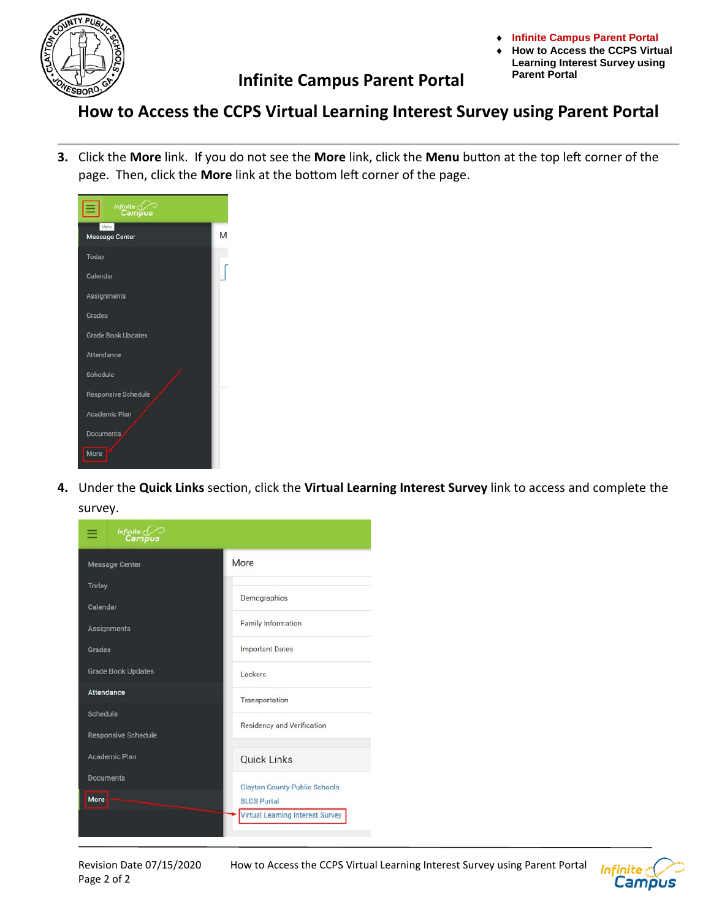# Infinite Campus Parent Portal

## How to Access the CCPS Virtual Learning Interest Survey using Parent Portal

3. Click the **More** link. If you do not see the **More** link, click the **Menu** button at the top left corner of the page. Then, click the **More** link at the bottom left corner of the page.

4. Under the **Quick Links** section, click the **Virtual Learning Interest Survey** link to access and complete the survey.